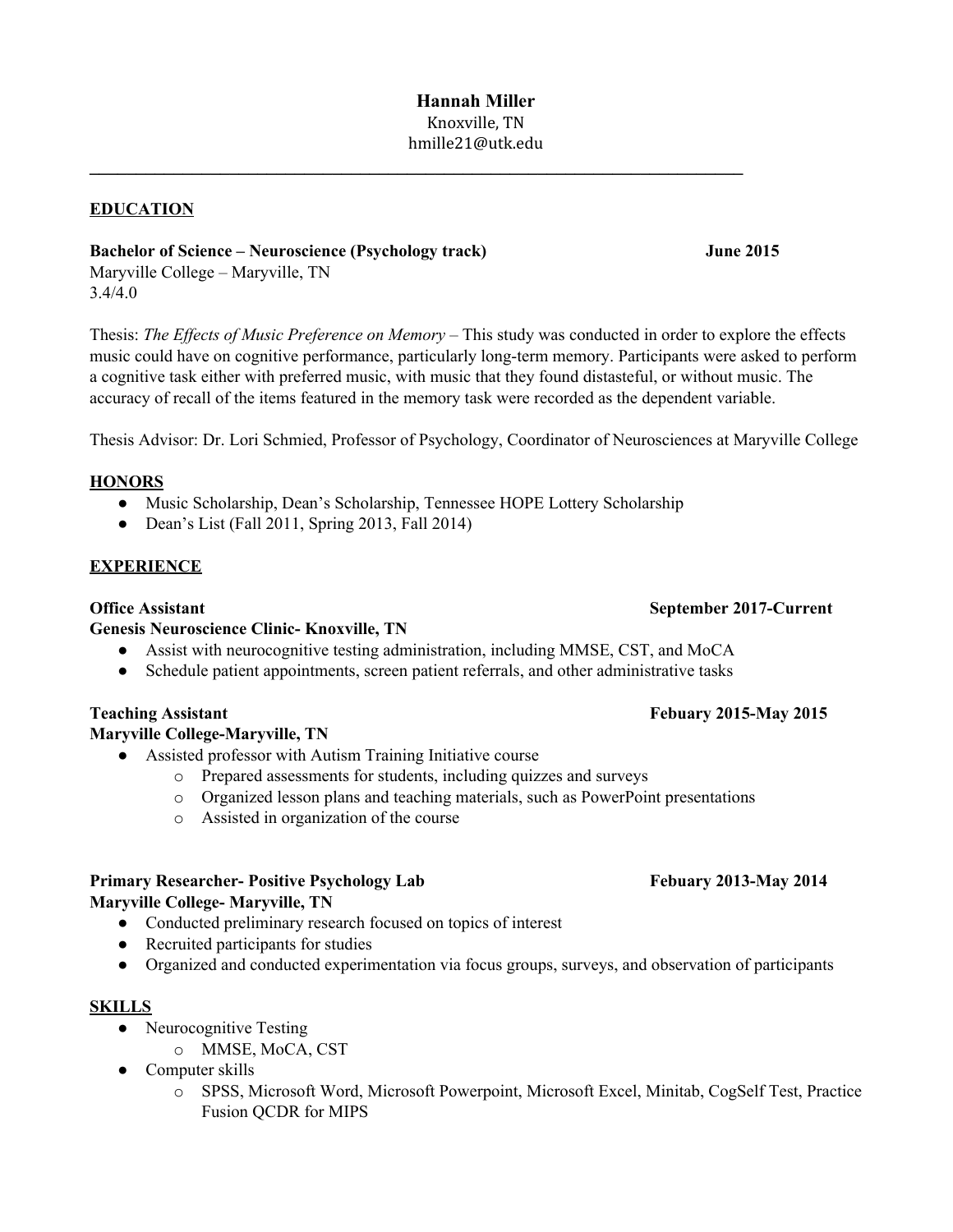**Hannah Miller**
Knoxville, TN
hmille21@utk.edu

---

## EDUCATION

**Bachelor of Science – Neuroscience (Psychology track)** **June 2015**
Maryville College – Maryville, TN
3.4/4.0

Thesis: *The Effects of Music Preference on Memory* – This study was conducted in order to explore the effects music could have on cognitive performance, particularly long-term memory. Participants were asked to perform a cognitive task either with preferred music, with music that they found distasteful, or without music. The accuracy of recall of the items featured in the memory task were recorded as the dependent variable.

Thesis Advisor: Dr. Lori Schmied, Professor of Psychology, Coordinator of Neurosciences at Maryville College

## HONORS

- Music Scholarship, Dean's Scholarship, Tennessee HOPE Lottery Scholarship
- Dean's List (Fall 2011, Spring 2013, Fall 2014)

## EXPERIENCE

**Office Assistant** **September 2017-Current**
**Genesis Neuroscience Clinic- Knoxville, TN**

- Assist with neurocognitive testing administration, including MMSE, CST, and MoCA
- Schedule patient appointments, screen patient referrals, and other administrative tasks

**Teaching Assistant** **Febuary 2015-May 2015**
**Maryville College-Maryville, TN**

- Assisted professor with Autism Training Initiative course
  - Prepared assessments for students, including quizzes and surveys
  - Organized lesson plans and teaching materials, such as PowerPoint presentations
  - Assisted in organization of the course

**Primary Researcher- Positive Psychology Lab** **Febuary 2013-May 2014**
**Maryville College- Maryville, TN**

- Conducted preliminary research focused on topics of interest
- Recruited participants for studies
- Organized and conducted experimentation via focus groups, surveys, and observation of participants

## SKILLS

- Neurocognitive Testing
  - MMSE, MoCA, CST
- Computer skills
  - SPSS, Microsoft Word, Microsoft Powerpoint, Microsoft Excel, Minitab, CogSelf Test, Practice Fusion QCDR for MIPS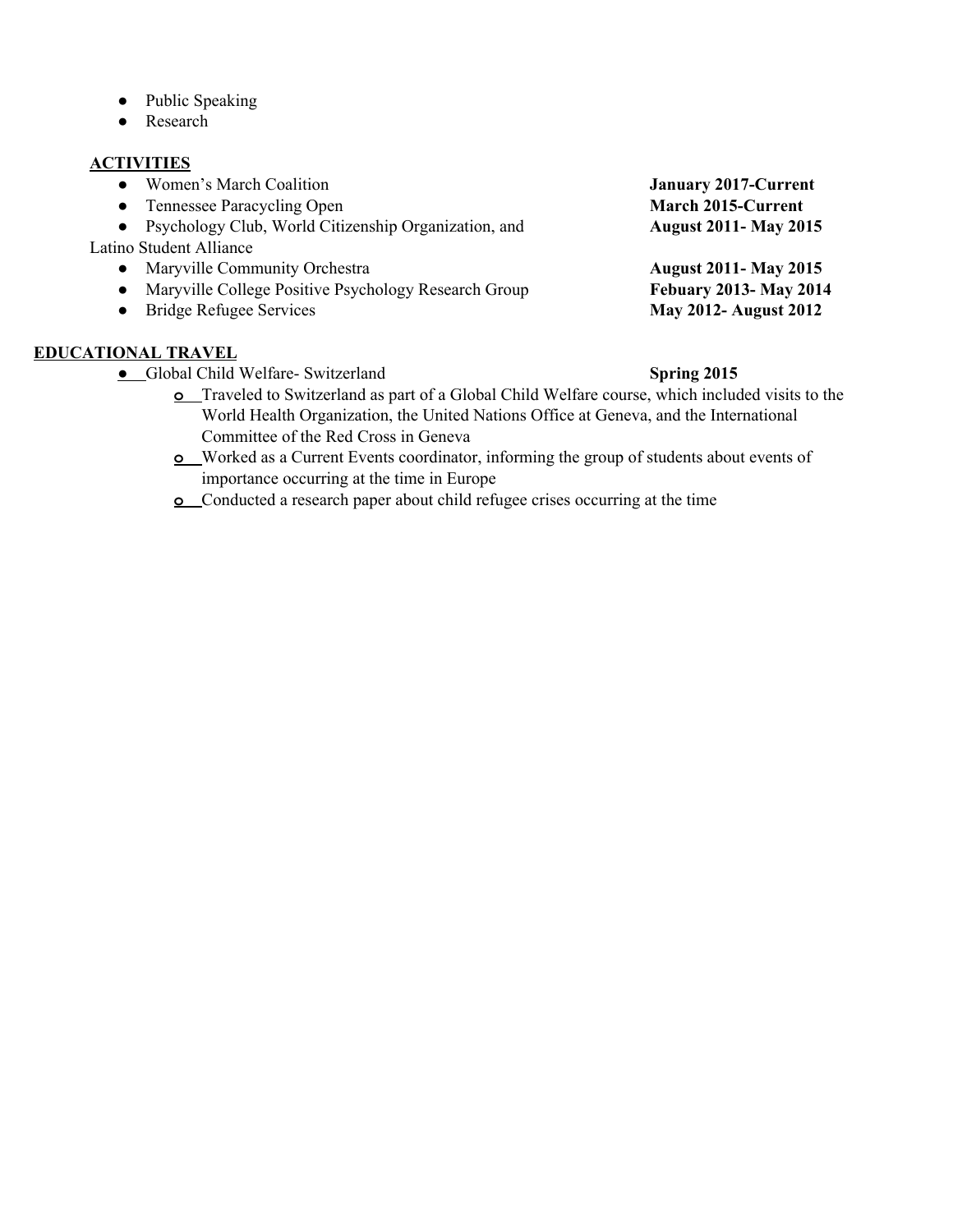- Public Speaking
- Research

## ACTIVITIES

- Women's March Coalition **January 2017-Current**
- Tennessee Paracycling Open **March 2015-Current**
- Psychology Club, World Citizenship Organization, and Latino Student Alliance **August 2011- May 2015**
- Maryville Community Orchestra **August 2011- May 2015**
- Maryville College Positive Psychology Research Group **Febuary 2013- May 2014**
- Bridge Refugee Services **May 2012- August 2012**

## EDUCATIONAL TRAVEL

- Global Child Welfare- Switzerland **Spring 2015**
  - Traveled to Switzerland as part of a Global Child Welfare course, which included visits to the World Health Organization, the United Nations Office at Geneva, and the International Committee of the Red Cross in Geneva
  - Worked as a Current Events coordinator, informing the group of students about events of importance occurring at the time in Europe
  - Conducted a research paper about child refugee crises occurring at the time